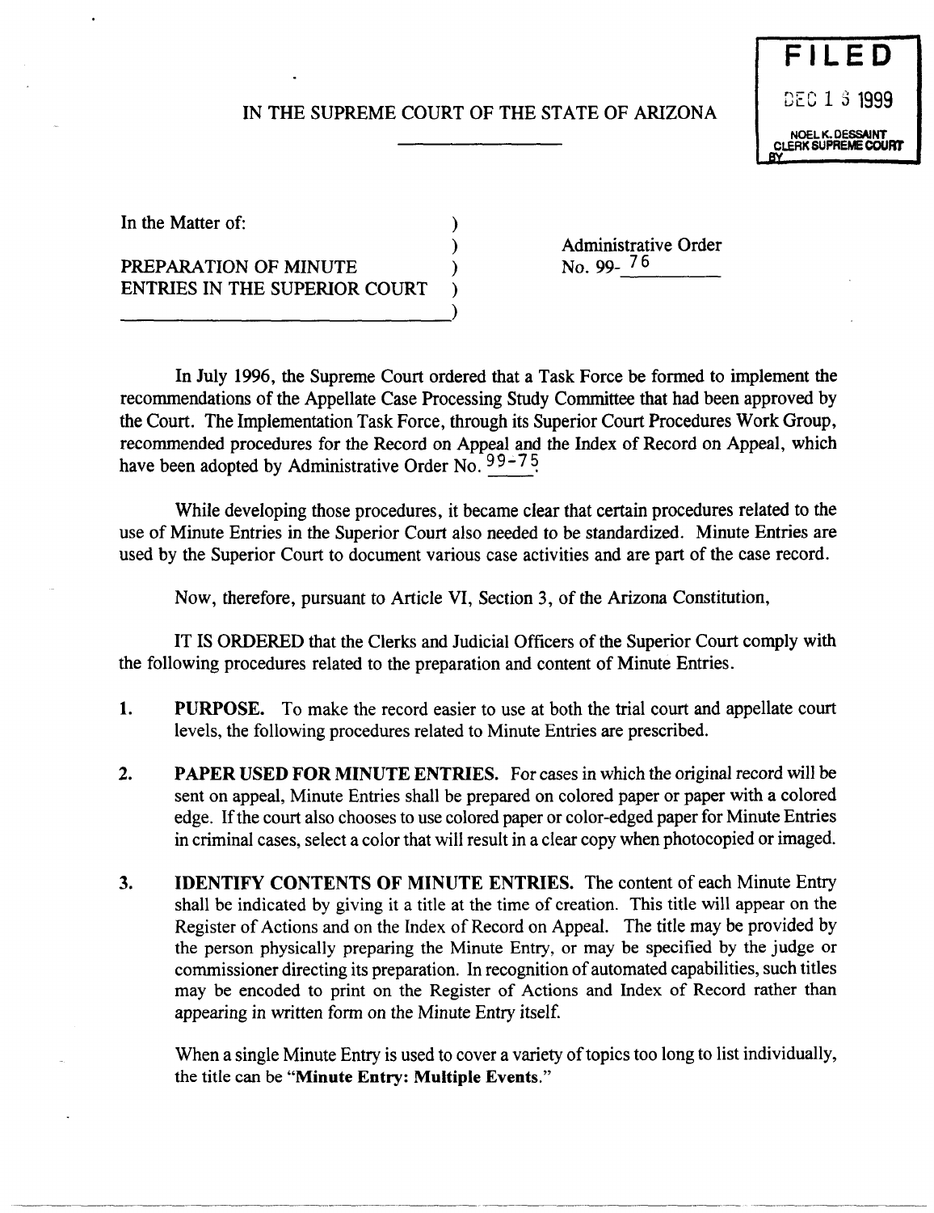IN THE SUPREME COURT OF THE STATE OF ARIZONA

**FILED**

DEC 1 3 1999

NOEL K. DESSAINT
CLERK SUPREME COURT
BY

In the Matter of:

PREPARATION OF MINUTE ENTRIES IN THE SUPERIOR COURT

Administrative Order No. 99- 76

In July 1996, the Supreme Court ordered that a Task Force be formed to implement the recommendations of the Appellate Case Processing Study Committee that had been approved by the Court. The Implementation Task Force, through its Superior Court Procedures Work Group, recommended procedures for the Record on Appeal and the Index of Record on Appeal, which have been adopted by Administrative Order No. 99-75.

While developing those procedures, it became clear that certain procedures related to the use of Minute Entries in the Superior Court also needed to be standardized. Minute Entries are used by the Superior Court to document various case activities and are part of the case record.

Now, therefore, pursuant to Article VI, Section 3, of the Arizona Constitution,

IT IS ORDERED that the Clerks and Judicial Officers of the Superior Court comply with the following procedures related to the preparation and content of Minute Entries.

1. **PURPOSE.** To make the record easier to use at both the trial court and appellate court levels, the following procedures related to Minute Entries are prescribed.

2. **PAPER USED FOR MINUTE ENTRIES.** For cases in which the original record will be sent on appeal, Minute Entries shall be prepared on colored paper or paper with a colored edge. If the court also chooses to use colored paper or color-edged paper for Minute Entries in criminal cases, select a color that will result in a clear copy when photocopied or imaged.

3. **IDENTIFY CONTENTS OF MINUTE ENTRIES.** The content of each Minute Entry shall be indicated by giving it a title at the time of creation. This title will appear on the Register of Actions and on the Index of Record on Appeal. The title may be provided by the person physically preparing the Minute Entry, or may be specified by the judge or commissioner directing its preparation. In recognition of automated capabilities, such titles may be encoded to print on the Register of Actions and Index of Record rather than appearing in written form on the Minute Entry itself.

   When a single Minute Entry is used to cover a variety of topics too long to list individually, the title can be "**Minute Entry: Multiple Events.**"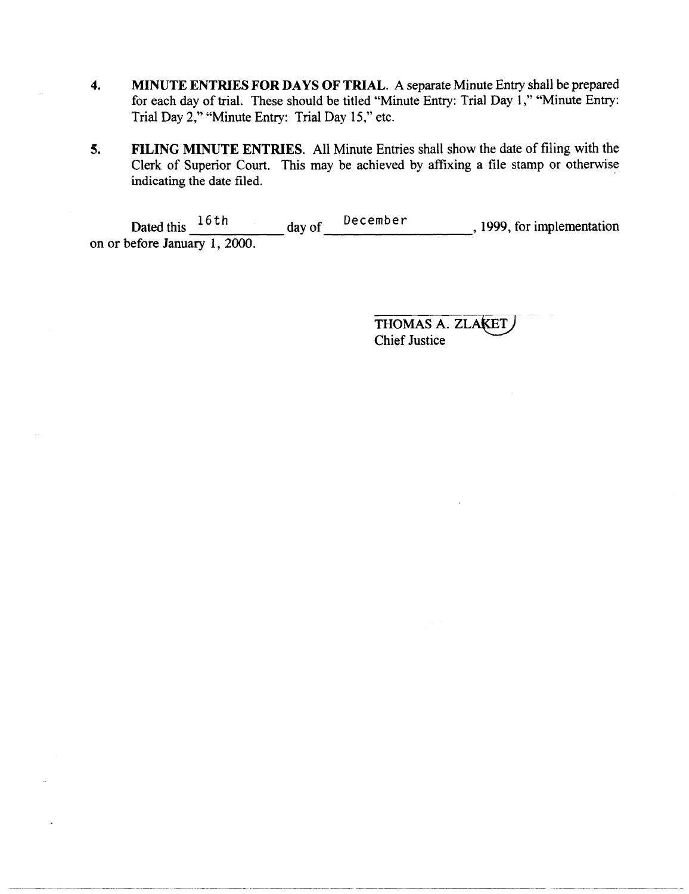4. **MINUTE ENTRIES FOR DAYS OF TRIAL**. A separate Minute Entry shall be prepared for each day of trial. These should be titled "Minute Entry: Trial Day 1," "Minute Entry: Trial Day 2," "Minute Entry: Trial Day 15," etc.

5. **FILING MINUTE ENTRIES**. All Minute Entries shall show the date of filing with the Clerk of Superior Court. This may be achieved by affixing a file stamp or otherwise indicating the date filed.

Dated this 16th day of December, 1999, for implementation on or before January 1, 2000.

THOMAS A. ZLAKET
Chief Justice